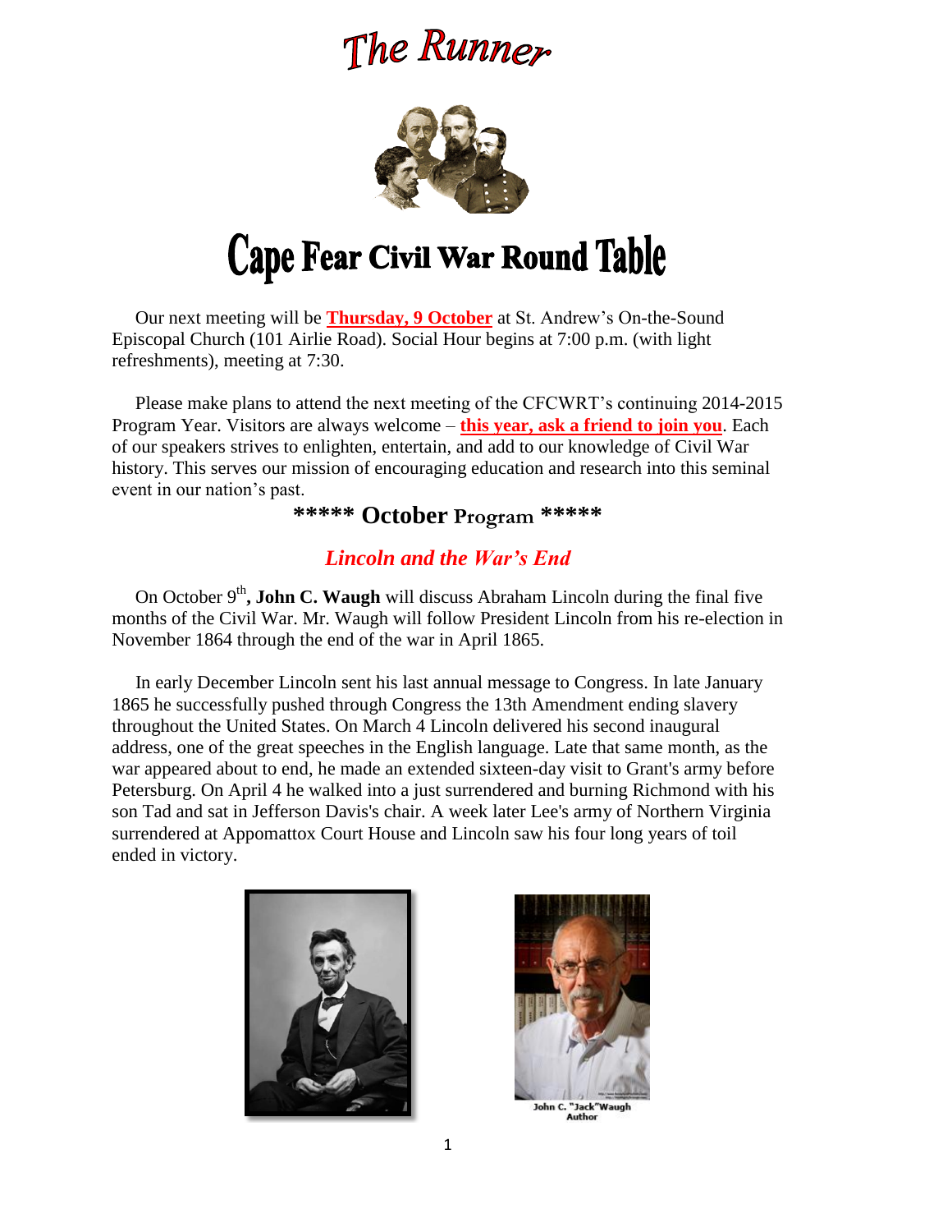# The Runner

# Cape Fear Civil War Round Table

Our next meeting will be **Thursday, 9 October** at St. Andrew's On-the-Sound Episcopal Church (101 Airlie Road). Social Hour begins at 7:00 p.m. (with light refreshments), meeting at 7:30.

Please make plans to attend the next meeting of the CFCWRT's continuing 2014-2015 Program Year. Visitors are always welcome – **this year, ask a friend to join you**. Each of our speakers strives to enlighten, entertain, and add to our knowledge of Civil War history. This serves our mission of encouraging education and research into this seminal event in our nation's past.

## ***** October Program *****

### *Lincoln and the War's End*

On October 9th, **John C. Waugh** will discuss Abraham Lincoln during the final five months of the Civil War. Mr. Waugh will follow President Lincoln from his re-election in November 1864 through the end of the war in April 1865.

In early December Lincoln sent his last annual message to Congress. In late January 1865 he successfully pushed through Congress the 13th Amendment ending slavery throughout the United States. On March 4 Lincoln delivered his second inaugural address, one of the great speeches in the English language. Late that same month, as the war appeared about to end, he made an extended sixteen-day visit to Grant's army before Petersburg. On April 4 he walked into a just surrendered and burning Richmond with his son Tad and sat in Jefferson Davis's chair. A week later Lee's army of Northern Virginia surrendered at Appomattox Court House and Lincoln saw his four long years of toil ended in victory.

John C. "Jack" Waugh
Author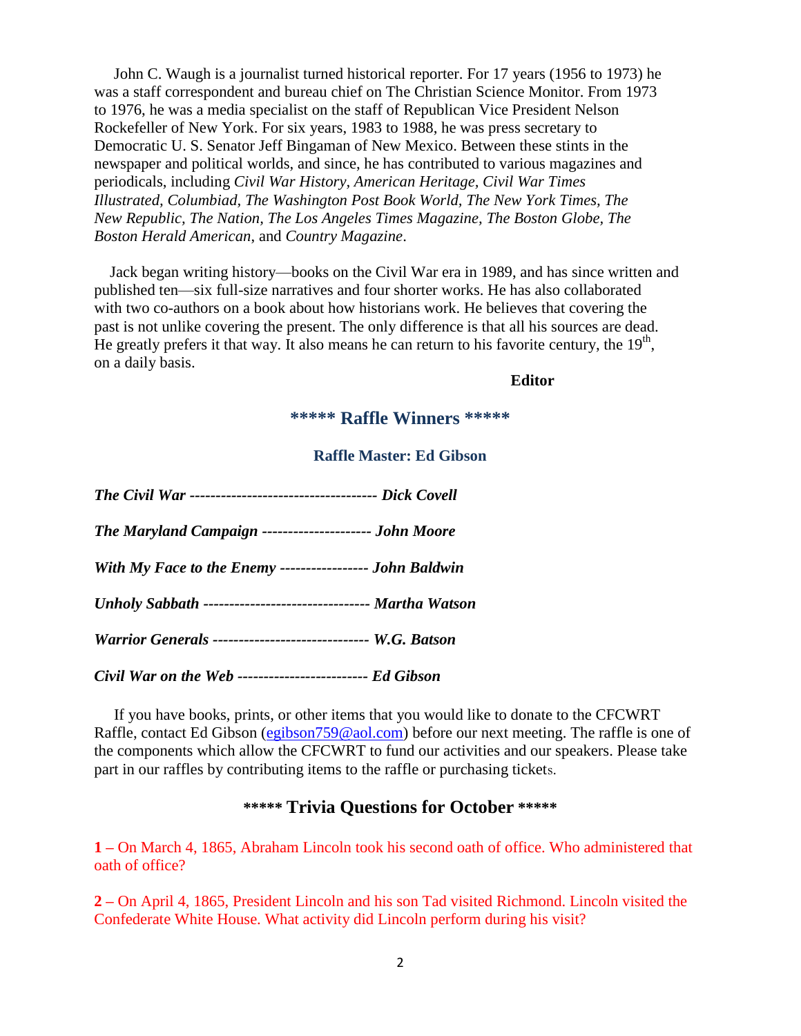John C. Waugh is a journalist turned historical reporter. For 17 years (1956 to 1973) he was a staff correspondent and bureau chief on The Christian Science Monitor. From 1973 to 1976, he was a media specialist on the staff of Republican Vice President Nelson Rockefeller of New York. For six years, 1983 to 1988, he was press secretary to Democratic U. S. Senator Jeff Bingaman of New Mexico. Between these stints in the newspaper and political worlds, and since, he has contributed to various magazines and periodicals, including *Civil War History, American Heritage, Civil War Times Illustrated, Columbiad, The Washington Post Book World, The New York Times, The New Republic, The Nation, The Los Angeles Times Magazine, The Boston Globe, The Boston Herald American*, and *Country Magazine*.

Jack began writing history—books on the Civil War era in 1989, and has since written and published ten—six full-size narratives and four shorter works. He has also collaborated with two co-authors on a book about how historians work. He believes that covering the past is not unlike covering the present. The only difference is that all his sources are dead. He greatly prefers it that way. It also means he can return to his favorite century, the 19th, on a daily basis.

**Editor**

## ***** Raffle Winners *****

### Raffle Master: Ed Gibson

***The Civil War* ------------------------------------ *Dick Covell***

***The Maryland Campaign* --------------------- *John Moore***

***With My Face to the Enemy* ----------------- *John Baldwin***

***Unholy Sabbath* -------------------------------- *Martha Watson***

***Warrior Generals* ------------------------------ *W.G. Batson***

***Civil War on the Web* ------------------------- *Ed Gibson***

If you have books, prints, or other items that you would like to donate to the CFCWRT Raffle, contact Ed Gibson (egibson759@aol.com) before our next meeting. The raffle is one of the components which allow the CFCWRT to fund our activities and our speakers. Please take part in our raffles by contributing items to the raffle or purchasing tickets.

## ***** Trivia Questions for October *****

**1 –** On March 4, 1865, Abraham Lincoln took his second oath of office. Who administered that oath of office?

**2 –** On April 4, 1865, President Lincoln and his son Tad visited Richmond. Lincoln visited the Confederate White House. What activity did Lincoln perform during his visit?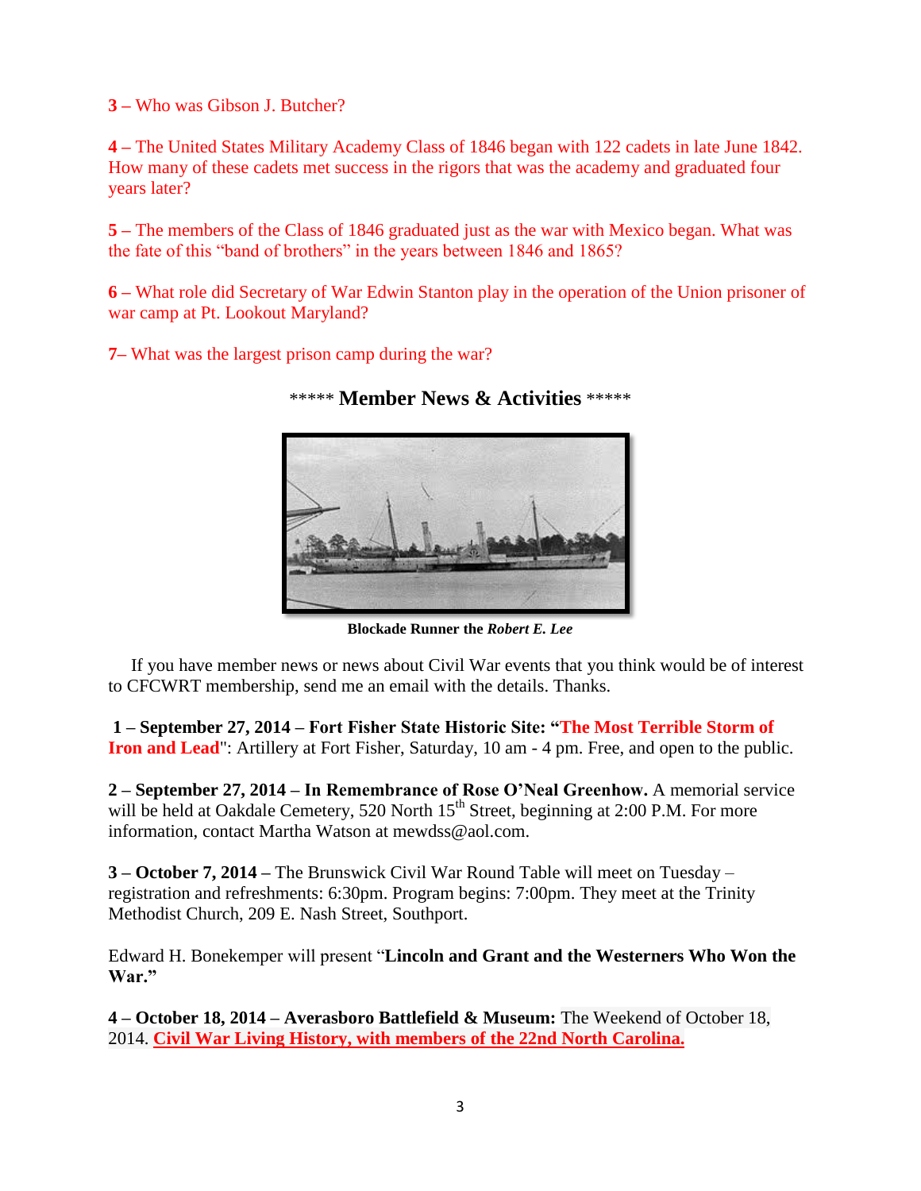**3 –** Who was Gibson J. Butcher?

**4 –** The United States Military Academy Class of 1846 began with 122 cadets in late June 1842. How many of these cadets met success in the rigors that was the academy and graduated four years later?

**5 –** The members of the Class of 1846 graduated just as the war with Mexico began. What was the fate of this "band of brothers" in the years between 1846 and 1865?

**6 –** What role did Secretary of War Edwin Stanton play in the operation of the Union prisoner of war camp at Pt. Lookout Maryland?

**7–** What was the largest prison camp during the war?

## ***** Member News & Activities *****

**Blockade Runner the *Robert E. Lee***

If you have member news or news about Civil War events that you think would be of interest to CFCWRT membership, send me an email with the details. Thanks.

**1 – September 27, 2014 – Fort Fisher State Historic Site: "The Most Terrible Storm of Iron and Lead**": Artillery at Fort Fisher, Saturday, 10 am - 4 pm. Free, and open to the public.

**2 – September 27, 2014 – In Remembrance of Rose O'Neal Greenhow.** A memorial service will be held at Oakdale Cemetery, 520 North 15th Street, beginning at 2:00 P.M. For more information, contact Martha Watson at mewdss@aol.com.

**3 – October 7, 2014 –** The Brunswick Civil War Round Table will meet on Tuesday – registration and refreshments: 6:30pm. Program begins: 7:00pm. They meet at the Trinity Methodist Church, 209 E. Nash Street, Southport.

Edward H. Bonekemper will present "**Lincoln and Grant and the Westerners Who Won the War."**

**4 – October 18, 2014 – Averasboro Battlefield & Museum:** The Weekend of October 18, 2014. **Civil War Living History, with members of the 22nd North Carolina.**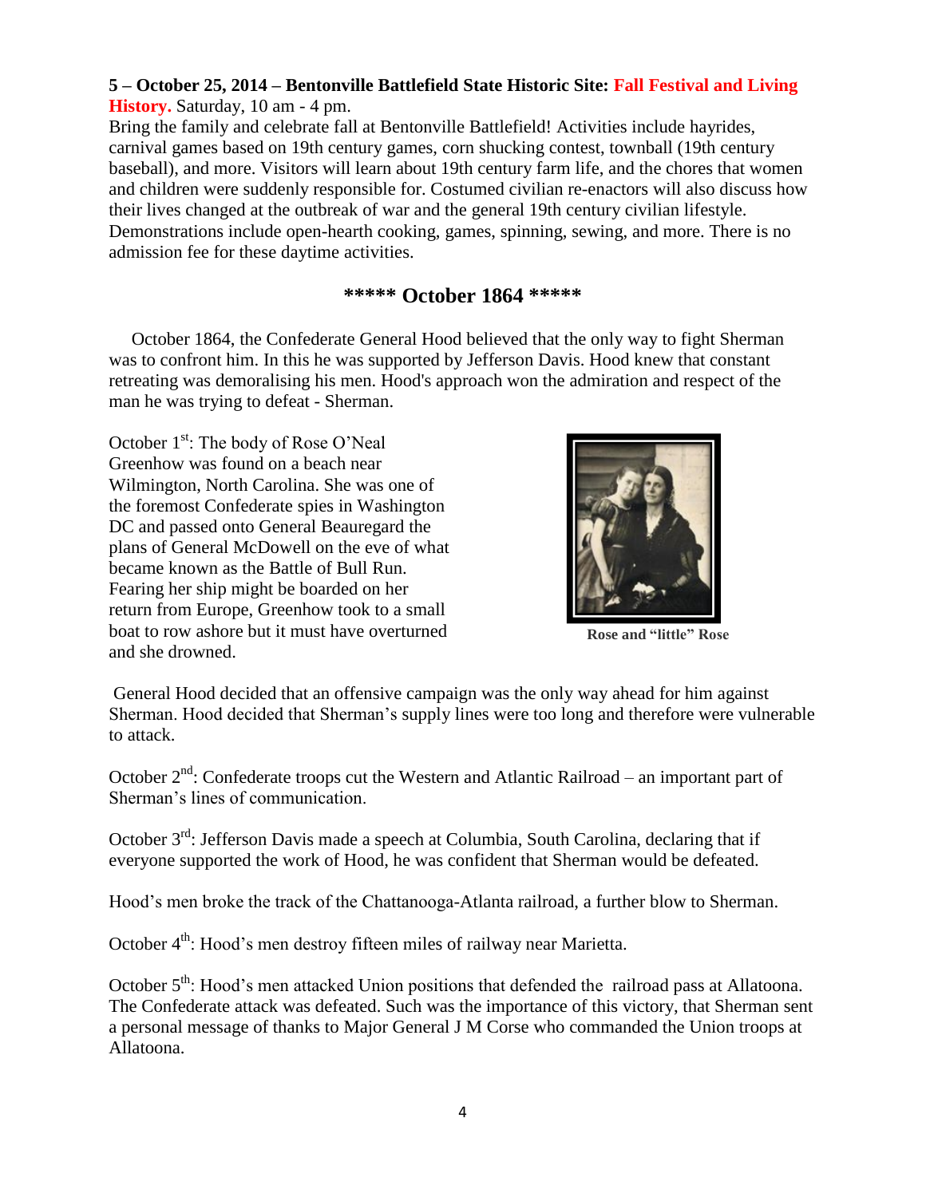**5 – October 25, 2014 – Bentonville Battlefield State Historic Site: Fall Festival and Living History.** Saturday, 10 am - 4 pm.

Bring the family and celebrate fall at Bentonville Battlefield! Activities include hayrides, carnival games based on 19th century games, corn shucking contest, townball (19th century baseball), and more. Visitors will learn about 19th century farm life, and the chores that women and children were suddenly responsible for. Costumed civilian re-enactors will also discuss how their lives changed at the outbreak of war and the general 19th century civilian lifestyle. Demonstrations include open-hearth cooking, games, spinning, sewing, and more. There is no admission fee for these daytime activities.

## ***** October 1864 *****

October 1864, the Confederate General Hood believed that the only way to fight Sherman was to confront him. In this he was supported by Jefferson Davis. Hood knew that constant retreating was demoralising his men. Hood's approach won the admiration and respect of the man he was trying to defeat - Sherman.

October 1st: The body of Rose O'Neal Greenhow was found on a beach near Wilmington, North Carolina. She was one of the foremost Confederate spies in Washington DC and passed onto General Beauregard the plans of General McDowell on the eve of what became known as the Battle of Bull Run. Fearing her ship might be boarded on her return from Europe, Greenhow took to a small boat to row ashore but it must have overturned and she drowned.

**Rose and "little" Rose**

General Hood decided that an offensive campaign was the only way ahead for him against Sherman. Hood decided that Sherman's supply lines were too long and therefore were vulnerable to attack.

October 2nd: Confederate troops cut the Western and Atlantic Railroad – an important part of Sherman's lines of communication.

October 3rd: Jefferson Davis made a speech at Columbia, South Carolina, declaring that if everyone supported the work of Hood, he was confident that Sherman would be defeated.

Hood's men broke the track of the Chattanooga-Atlanta railroad, a further blow to Sherman.

October 4th: Hood's men destroy fifteen miles of railway near Marietta.

October 5th: Hood's men attacked Union positions that defended the railroad pass at Allatoona. The Confederate attack was defeated. Such was the importance of this victory, that Sherman sent a personal message of thanks to Major General J M Corse who commanded the Union troops at Allatoona.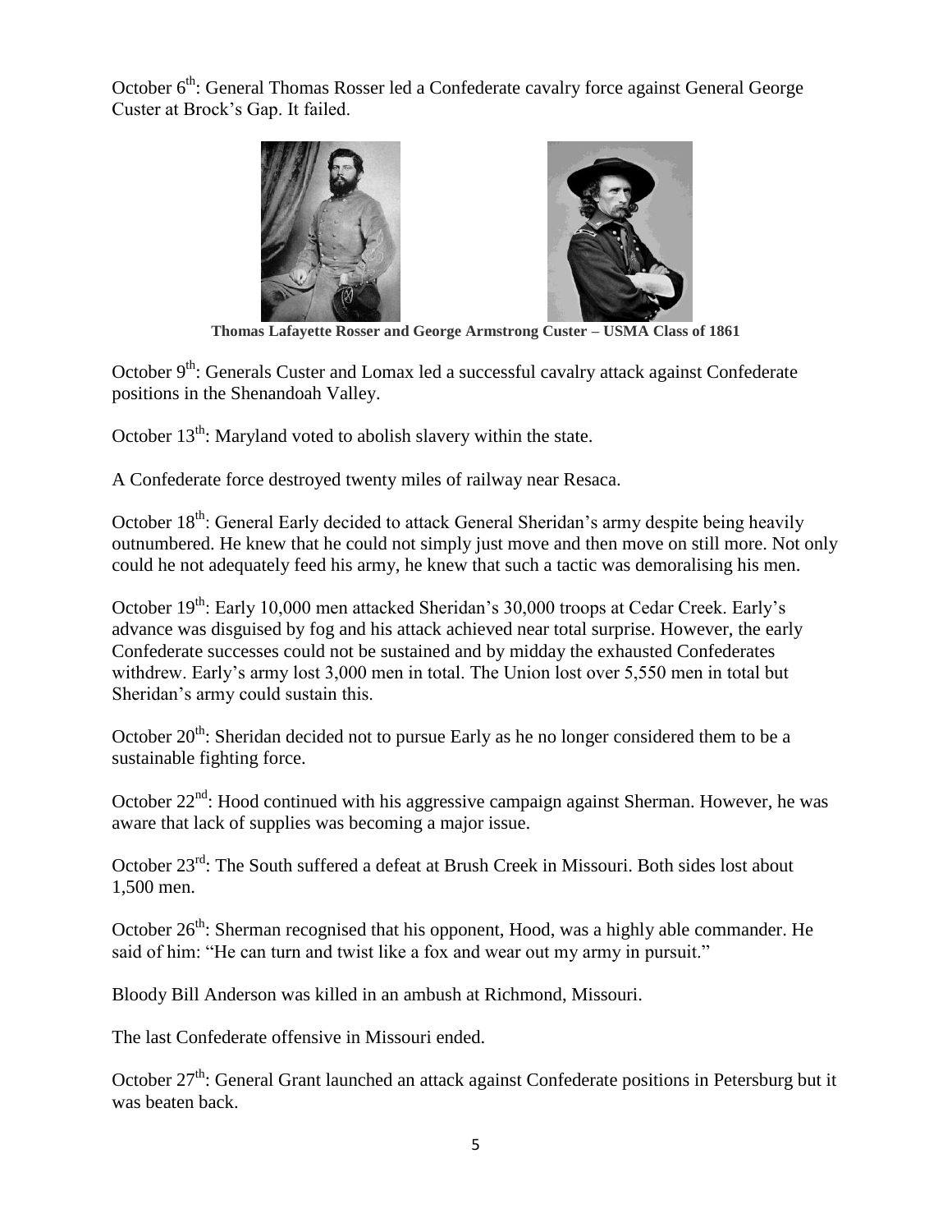October 6th: General Thomas Rosser led a Confederate cavalry force against General George Custer at Brock's Gap. It failed.

**Thomas Lafayette Rosser and George Armstrong Custer – USMA Class of 1861**

October 9th: Generals Custer and Lomax led a successful cavalry attack against Confederate positions in the Shenandoah Valley.

October 13th: Maryland voted to abolish slavery within the state.

A Confederate force destroyed twenty miles of railway near Resaca.

October 18th: General Early decided to attack General Sheridan's army despite being heavily outnumbered. He knew that he could not simply just move and then move on still more. Not only could he not adequately feed his army, he knew that such a tactic was demoralising his men.

October 19th: Early 10,000 men attacked Sheridan's 30,000 troops at Cedar Creek. Early's advance was disguised by fog and his attack achieved near total surprise. However, the early Confederate successes could not be sustained and by midday the exhausted Confederates withdrew. Early's army lost 3,000 men in total. The Union lost over 5,550 men in total but Sheridan's army could sustain this.

October 20th: Sheridan decided not to pursue Early as he no longer considered them to be a sustainable fighting force.

October 22nd: Hood continued with his aggressive campaign against Sherman. However, he was aware that lack of supplies was becoming a major issue.

October 23rd: The South suffered a defeat at Brush Creek in Missouri. Both sides lost about 1,500 men.

October 26th: Sherman recognised that his opponent, Hood, was a highly able commander. He said of him: "He can turn and twist like a fox and wear out my army in pursuit."

Bloody Bill Anderson was killed in an ambush at Richmond, Missouri.

The last Confederate offensive in Missouri ended.

October 27th: General Grant launched an attack against Confederate positions in Petersburg but it was beaten back.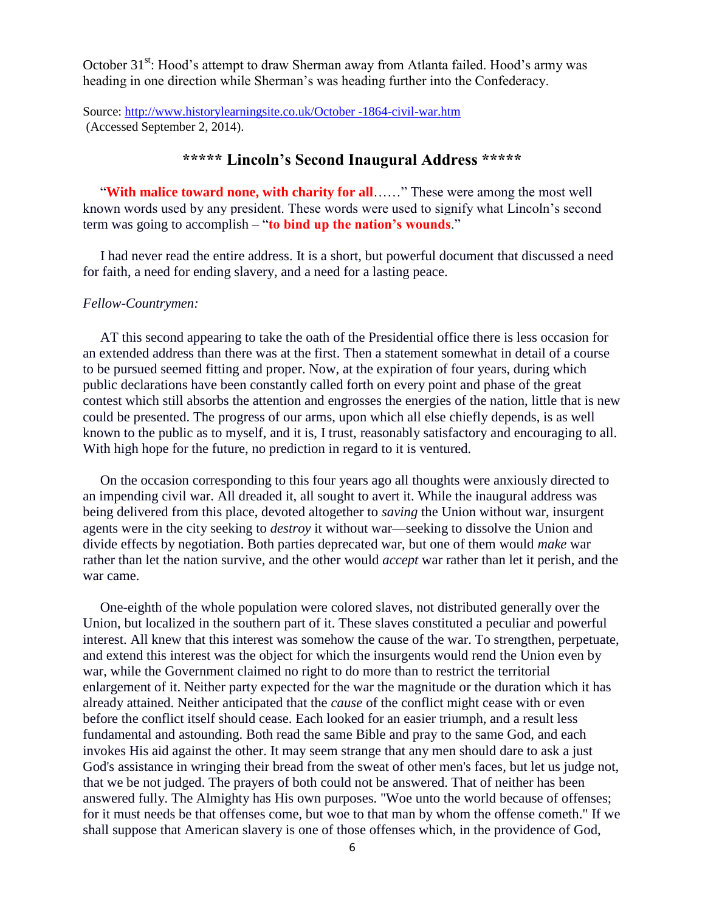October 31st: Hood's attempt to draw Sherman away from Atlanta failed. Hood's army was heading in one direction while Sherman's was heading further into the Confederacy.

Source: http://www.historylearningsite.co.uk/October -1864-civil-war.htm
(Accessed September 2, 2014).

## ***** Lincoln's Second Inaugural Address *****

"**With malice toward none, with charity for all**……" These were among the most well known words used by any president. These words were used to signify what Lincoln's second term was going to accomplish – "**to bind up the nation's wounds**."

I had never read the entire address. It is a short, but powerful document that discussed a need for faith, a need for ending slavery, and a need for a lasting peace.

*Fellow-Countrymen:*

AT this second appearing to take the oath of the Presidential office there is less occasion for an extended address than there was at the first. Then a statement somewhat in detail of a course to be pursued seemed fitting and proper. Now, at the expiration of four years, during which public declarations have been constantly called forth on every point and phase of the great contest which still absorbs the attention and engrosses the energies of the nation, little that is new could be presented. The progress of our arms, upon which all else chiefly depends, is as well known to the public as to myself, and it is, I trust, reasonably satisfactory and encouraging to all. With high hope for the future, no prediction in regard to it is ventured.

On the occasion corresponding to this four years ago all thoughts were anxiously directed to an impending civil war. All dreaded it, all sought to avert it. While the inaugural address was being delivered from this place, devoted altogether to *saving* the Union without war, insurgent agents were in the city seeking to *destroy* it without war—seeking to dissolve the Union and divide effects by negotiation. Both parties deprecated war, but one of them would *make* war rather than let the nation survive, and the other would *accept* war rather than let it perish, and the war came.

One-eighth of the whole population were colored slaves, not distributed generally over the Union, but localized in the southern part of it. These slaves constituted a peculiar and powerful interest. All knew that this interest was somehow the cause of the war. To strengthen, perpetuate, and extend this interest was the object for which the insurgents would rend the Union even by war, while the Government claimed no right to do more than to restrict the territorial enlargement of it. Neither party expected for the war the magnitude or the duration which it has already attained. Neither anticipated that the *cause* of the conflict might cease with or even before the conflict itself should cease. Each looked for an easier triumph, and a result less fundamental and astounding. Both read the same Bible and pray to the same God, and each invokes His aid against the other. It may seem strange that any men should dare to ask a just God's assistance in wringing their bread from the sweat of other men's faces, but let us judge not, that we be not judged. The prayers of both could not be answered. That of neither has been answered fully. The Almighty has His own purposes. "Woe unto the world because of offenses; for it must needs be that offenses come, but woe to that man by whom the offense cometh." If we shall suppose that American slavery is one of those offenses which, in the providence of God,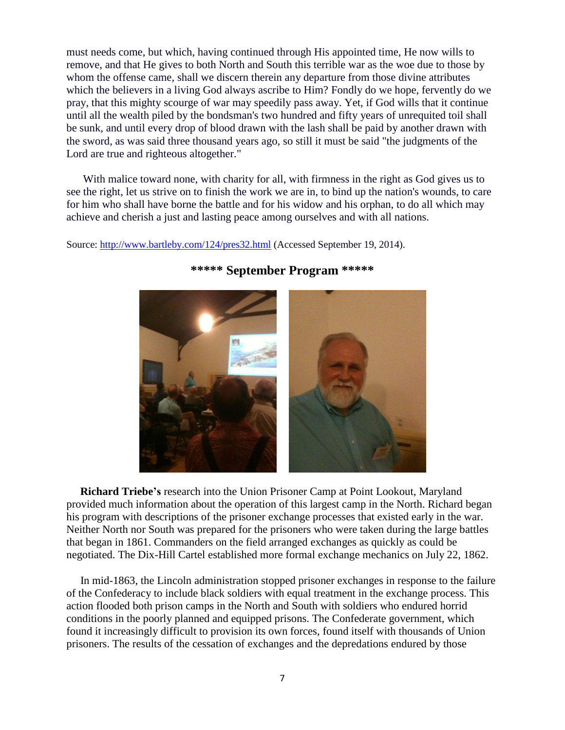must needs come, but which, having continued through His appointed time, He now wills to remove, and that He gives to both North and South this terrible war as the woe due to those by whom the offense came, shall we discern therein any departure from those divine attributes which the believers in a living God always ascribe to Him? Fondly do we hope, fervently do we pray, that this mighty scourge of war may speedily pass away. Yet, if God wills that it continue until all the wealth piled by the bondsman's two hundred and fifty years of unrequited toil shall be sunk, and until every drop of blood drawn with the lash shall be paid by another drawn with the sword, as was said three thousand years ago, so still it must be said "the judgments of the Lord are true and righteous altogether."

With malice toward none, with charity for all, with firmness in the right as God gives us to see the right, let us strive on to finish the work we are in, to bind up the nation's wounds, to care for him who shall have borne the battle and for his widow and his orphan, to do all which may achieve and cherish a just and lasting peace among ourselves and with all nations.

Source: http://www.bartleby.com/124/pres32.html (Accessed September 19, 2014).

## ***** September Program *****

**Richard Triebe's** research into the Union Prisoner Camp at Point Lookout, Maryland provided much information about the operation of this largest camp in the North. Richard began his program with descriptions of the prisoner exchange processes that existed early in the war. Neither North nor South was prepared for the prisoners who were taken during the large battles that began in 1861. Commanders on the field arranged exchanges as quickly as could be negotiated. The Dix-Hill Cartel established more formal exchange mechanics on July 22, 1862.

In mid-1863, the Lincoln administration stopped prisoner exchanges in response to the failure of the Confederacy to include black soldiers with equal treatment in the exchange process. This action flooded both prison camps in the North and South with soldiers who endured horrid conditions in the poorly planned and equipped prisons. The Confederate government, which found it increasingly difficult to provision its own forces, found itself with thousands of Union prisoners. The results of the cessation of exchanges and the depredations endured by those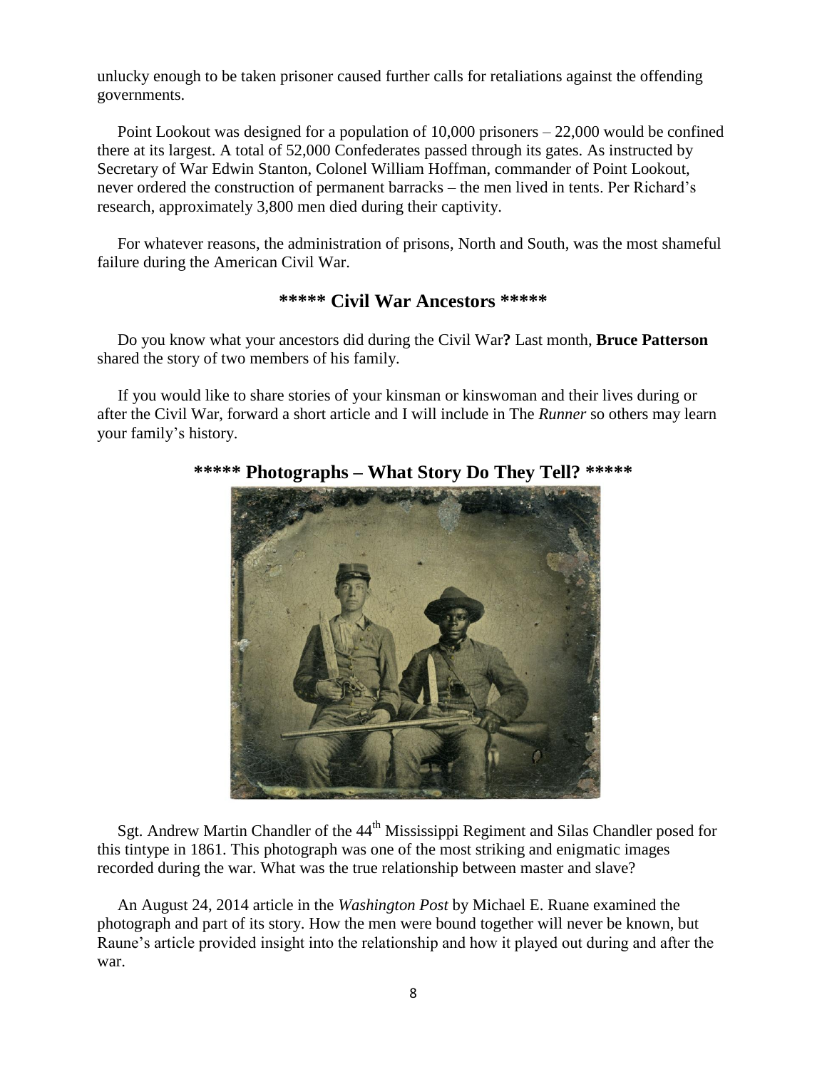unlucky enough to be taken prisoner caused further calls for retaliations against the offending governments.

Point Lookout was designed for a population of 10,000 prisoners – 22,000 would be confined there at its largest. A total of 52,000 Confederates passed through its gates. As instructed by Secretary of War Edwin Stanton, Colonel William Hoffman, commander of Point Lookout, never ordered the construction of permanent barracks – the men lived in tents. Per Richard's research, approximately 3,800 men died during their captivity.

For whatever reasons, the administration of prisons, North and South, was the most shameful failure during the American Civil War.

## ***** Civil War Ancestors *****

Do you know what your ancestors did during the Civil War**?** Last month, **Bruce Patterson** shared the story of two members of his family.

If you would like to share stories of your kinsman or kinswoman and their lives during or after the Civil War, forward a short article and I will include in The *Runner* so others may learn your family's history.

## ***** Photographs – What Story Do They Tell? *****

Sgt. Andrew Martin Chandler of the 44th Mississippi Regiment and Silas Chandler posed for this tintype in 1861. This photograph was one of the most striking and enigmatic images recorded during the war. What was the true relationship between master and slave?

An August 24, 2014 article in the *Washington Post* by Michael E. Ruane examined the photograph and part of its story. How the men were bound together will never be known, but Raune's article provided insight into the relationship and how it played out during and after the war.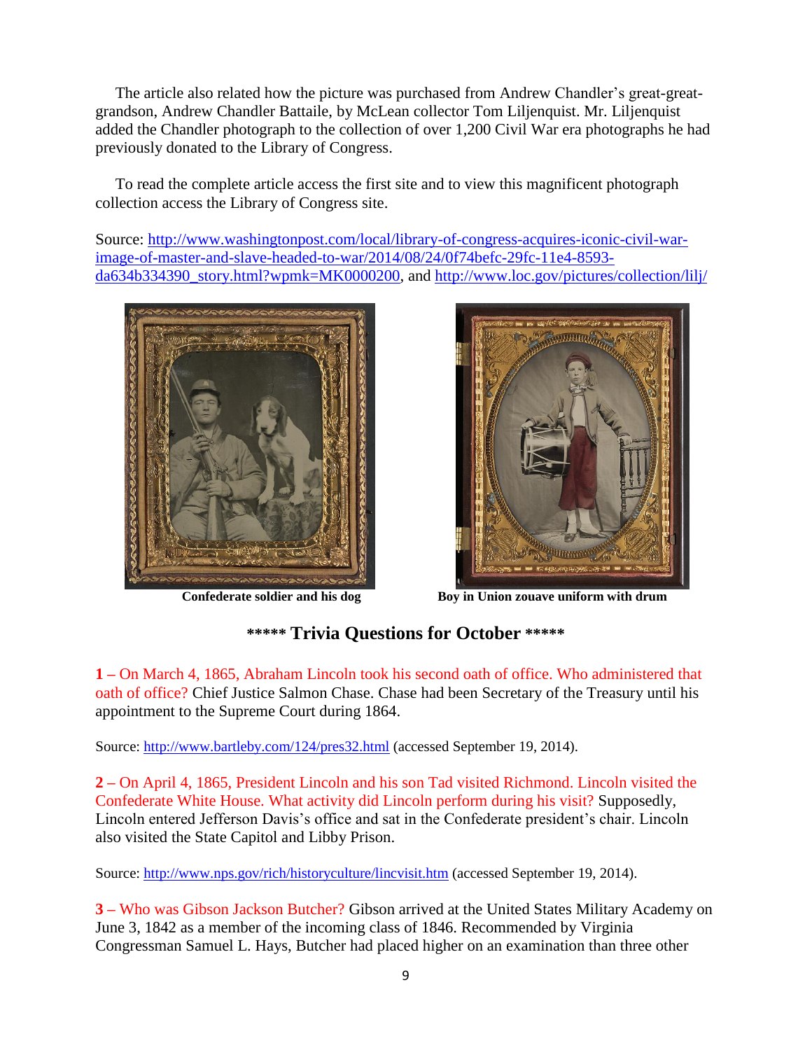The article also related how the picture was purchased from Andrew Chandler's great-great-grandson, Andrew Chandler Battaile, by McLean collector Tom Liljenquist. Mr. Liljenquist added the Chandler photograph to the collection of over 1,200 Civil War era photographs he had previously donated to the Library of Congress.

To read the complete article access the first site and to view this magnificent photograph collection access the Library of Congress site.

Source: http://www.washingtonpost.com/local/library-of-congress-acquires-iconic-civil-war-image-of-master-and-slave-headed-to-war/2014/08/24/0f74befc-29fc-11e4-8593-da634b334390_story.html?wpmk=MK0000200, and http://www.loc.gov/pictures/collection/lilj/

**Confederate soldier and his dog**

**Boy in Union zouave uniform with drum**

## ***** Trivia Questions for October *****

**1 –** On March 4, 1865, Abraham Lincoln took his second oath of office. Who administered that oath of office? Chief Justice Salmon Chase. Chase had been Secretary of the Treasury until his appointment to the Supreme Court during 1864.

Source: http://www.bartleby.com/124/pres32.html (accessed September 19, 2014).

**2 –** On April 4, 1865, President Lincoln and his son Tad visited Richmond. Lincoln visited the Confederate White House. What activity did Lincoln perform during his visit? Supposedly, Lincoln entered Jefferson Davis's office and sat in the Confederate president's chair. Lincoln also visited the State Capitol and Libby Prison.

Source: http://www.nps.gov/rich/historyculture/lincvisit.htm (accessed September 19, 2014).

**3 –** Who was Gibson Jackson Butcher? Gibson arrived at the United States Military Academy on June 3, 1842 as a member of the incoming class of 1846. Recommended by Virginia Congressman Samuel L. Hays, Butcher had placed higher on an examination than three other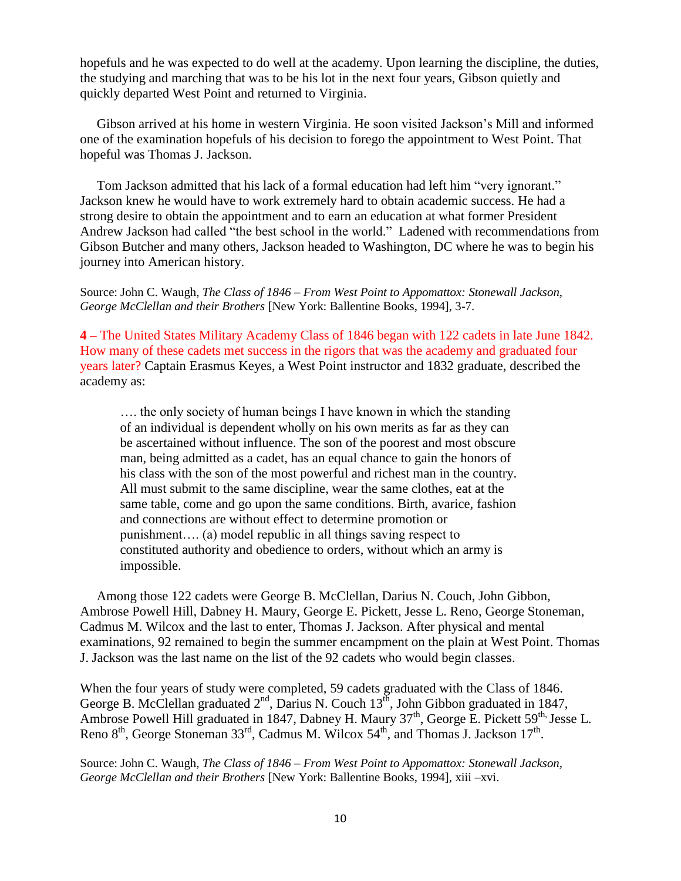hopefuls and he was expected to do well at the academy. Upon learning the discipline, the duties, the studying and marching that was to be his lot in the next four years, Gibson quietly and quickly departed West Point and returned to Virginia.

Gibson arrived at his home in western Virginia. He soon visited Jackson's Mill and informed one of the examination hopefuls of his decision to forego the appointment to West Point. That hopeful was Thomas J. Jackson.

Tom Jackson admitted that his lack of a formal education had left him "very ignorant." Jackson knew he would have to work extremely hard to obtain academic success. He had a strong desire to obtain the appointment and to earn an education at what former President Andrew Jackson had called "the best school in the world." Ladened with recommendations from Gibson Butcher and many others, Jackson headed to Washington, DC where he was to begin his journey into American history.

Source: John C. Waugh, *The Class of 1846 – From West Point to Appomattox: Stonewall Jackson, George McClellan and their Brothers* [New York: Ballentine Books, 1994], 3-7.

**4 –** The United States Military Academy Class of 1846 began with 122 cadets in late June 1842. How many of these cadets met success in the rigors that was the academy and graduated four years later? Captain Erasmus Keyes, a West Point instructor and 1832 graduate, described the academy as:

> …. the only society of human beings I have known in which the standing of an individual is dependent wholly on his own merits as far as they can be ascertained without influence. The son of the poorest and most obscure man, being admitted as a cadet, has an equal chance to gain the honors of his class with the son of the most powerful and richest man in the country. All must submit to the same discipline, wear the same clothes, eat at the same table, come and go upon the same conditions. Birth, avarice, fashion and connections are without effect to determine promotion or punishment…. (a) model republic in all things saving respect to constituted authority and obedience to orders, without which an army is impossible.

Among those 122 cadets were George B. McClellan, Darius N. Couch, John Gibbon, Ambrose Powell Hill, Dabney H. Maury, George E. Pickett, Jesse L. Reno, George Stoneman, Cadmus M. Wilcox and the last to enter, Thomas J. Jackson. After physical and mental examinations, 92 remained to begin the summer encampment on the plain at West Point. Thomas J. Jackson was the last name on the list of the 92 cadets who would begin classes.

When the four years of study were completed, 59 cadets graduated with the Class of 1846. George B. McClellan graduated 2nd, Darius N. Couch 13th, John Gibbon graduated in 1847, Ambrose Powell Hill graduated in 1847, Dabney H. Maury 37th, George E. Pickett 59th, Jesse L. Reno 8th, George Stoneman 33rd, Cadmus M. Wilcox 54th, and Thomas J. Jackson 17th.

Source: John C. Waugh, *The Class of 1846 – From West Point to Appomattox: Stonewall Jackson, George McClellan and their Brothers* [New York: Ballentine Books, 1994], xiii –xvi.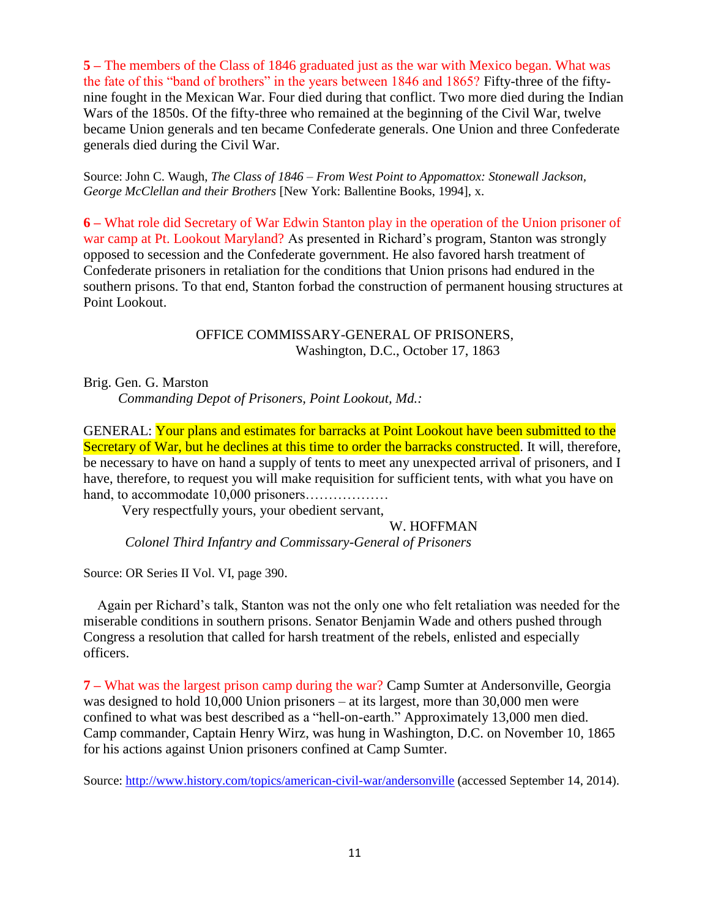**5 –** The members of the Class of 1846 graduated just as the war with Mexico began. What was the fate of this "band of brothers" in the years between 1846 and 1865? Fifty-three of the fifty-nine fought in the Mexican War. Four died during that conflict. Two more died during the Indian Wars of the 1850s. Of the fifty-three who remained at the beginning of the Civil War, twelve became Union generals and ten became Confederate generals. One Union and three Confederate generals died during the Civil War.

Source: John C. Waugh, *The Class of 1846 – From West Point to Appomattox: Stonewall Jackson, George McClellan and their Brothers* [New York: Ballentine Books, 1994], x.

**6 –** What role did Secretary of War Edwin Stanton play in the operation of the Union prisoner of war camp at Pt. Lookout Maryland? As presented in Richard's program, Stanton was strongly opposed to secession and the Confederate government. He also favored harsh treatment of Confederate prisoners in retaliation for the conditions that Union prisons had endured in the southern prisons. To that end, Stanton forbad the construction of permanent housing structures at Point Lookout.

OFFICE COMMISSARY-GENERAL OF PRISONERS,
Washington, D.C., October 17, 1863

Brig. Gen. G. Marston
*Commanding Depot of Prisoners, Point Lookout, Md.:*

GENERAL: Your plans and estimates for barracks at Point Lookout have been submitted to the Secretary of War, but he declines at this time to order the barracks constructed. It will, therefore, be necessary to have on hand a supply of tents to meet any unexpected arrival of prisoners, and I have, therefore, to request you will make requisition for sufficient tents, with what you have on hand, to accommodate 10,000 prisoners………………

Very respectfully yours, your obedient servant,

W. HOFFMAN
*Colonel Third Infantry and Commissary-General of Prisoners*

Source: OR Series II Vol. VI, page 390.

Again per Richard's talk, Stanton was not the only one who felt retaliation was needed for the miserable conditions in southern prisons. Senator Benjamin Wade and others pushed through Congress a resolution that called for harsh treatment of the rebels, enlisted and especially officers.

**7 –** What was the largest prison camp during the war? Camp Sumter at Andersonville, Georgia was designed to hold 10,000 Union prisoners – at its largest, more than 30,000 men were confined to what was best described as a "hell-on-earth." Approximately 13,000 men died. Camp commander, Captain Henry Wirz, was hung in Washington, D.C. on November 10, 1865 for his actions against Union prisoners confined at Camp Sumter.

Source: http://www.history.com/topics/american-civil-war/andersonville (accessed September 14, 2014).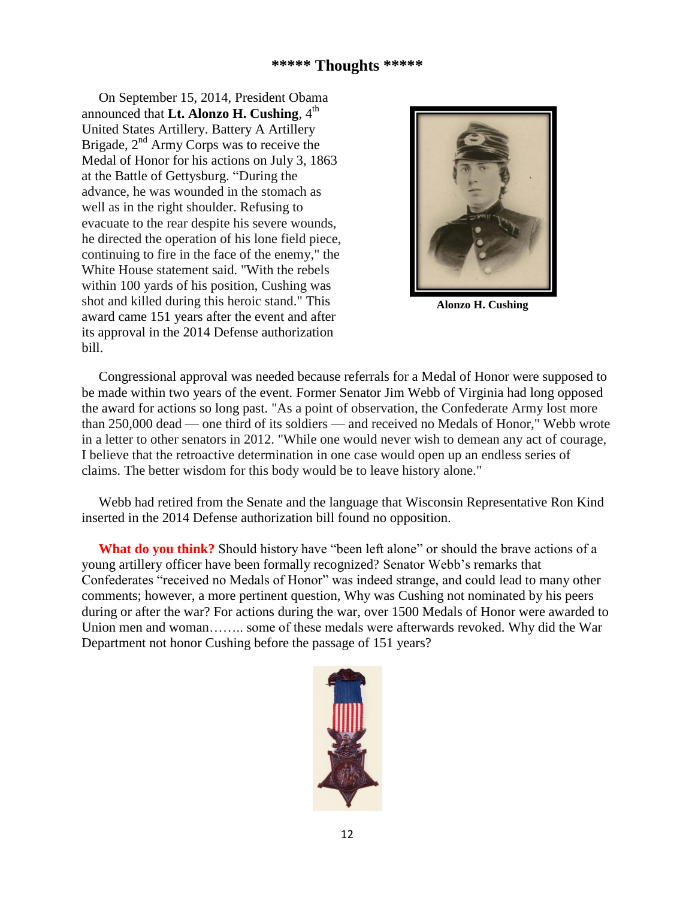## ***** Thoughts *****

On September 15, 2014, President Obama announced that **Lt. Alonzo H. Cushing**, 4th United States Artillery. Battery A Artillery Brigade, 2nd Army Corps was to receive the Medal of Honor for his actions on July 3, 1863 at the Battle of Gettysburg. "During the advance, he was wounded in the stomach as well as in the right shoulder. Refusing to evacuate to the rear despite his severe wounds, he directed the operation of his lone field piece, continuing to fire in the face of the enemy," the White House statement said. "With the rebels within 100 yards of his position, Cushing was shot and killed during this heroic stand." This award came 151 years after the event and after its approval in the 2014 Defense authorization bill.

**Alonzo H. Cushing**

Congressional approval was needed because referrals for a Medal of Honor were supposed to be made within two years of the event. Former Senator Jim Webb of Virginia had long opposed the award for actions so long past. "As a point of observation, the Confederate Army lost more than 250,000 dead — one third of its soldiers — and received no Medals of Honor," Webb wrote in a letter to other senators in 2012. "While one would never wish to demean any act of courage, I believe that the retroactive determination in one case would open up an endless series of claims. The better wisdom for this body would be to leave history alone."

Webb had retired from the Senate and the language that Wisconsin Representative Ron Kind inserted in the 2014 Defense authorization bill found no opposition.

**What do you think?** Should history have "been left alone" or should the brave actions of a young artillery officer have been formally recognized? Senator Webb's remarks that Confederates "received no Medals of Honor" was indeed strange, and could lead to many other comments; however, a more pertinent question, Why was Cushing not nominated by his peers during or after the war? For actions during the war, over 1500 Medals of Honor were awarded to Union men and woman…….. some of these medals were afterwards revoked. Why did the War Department not honor Cushing before the passage of 151 years?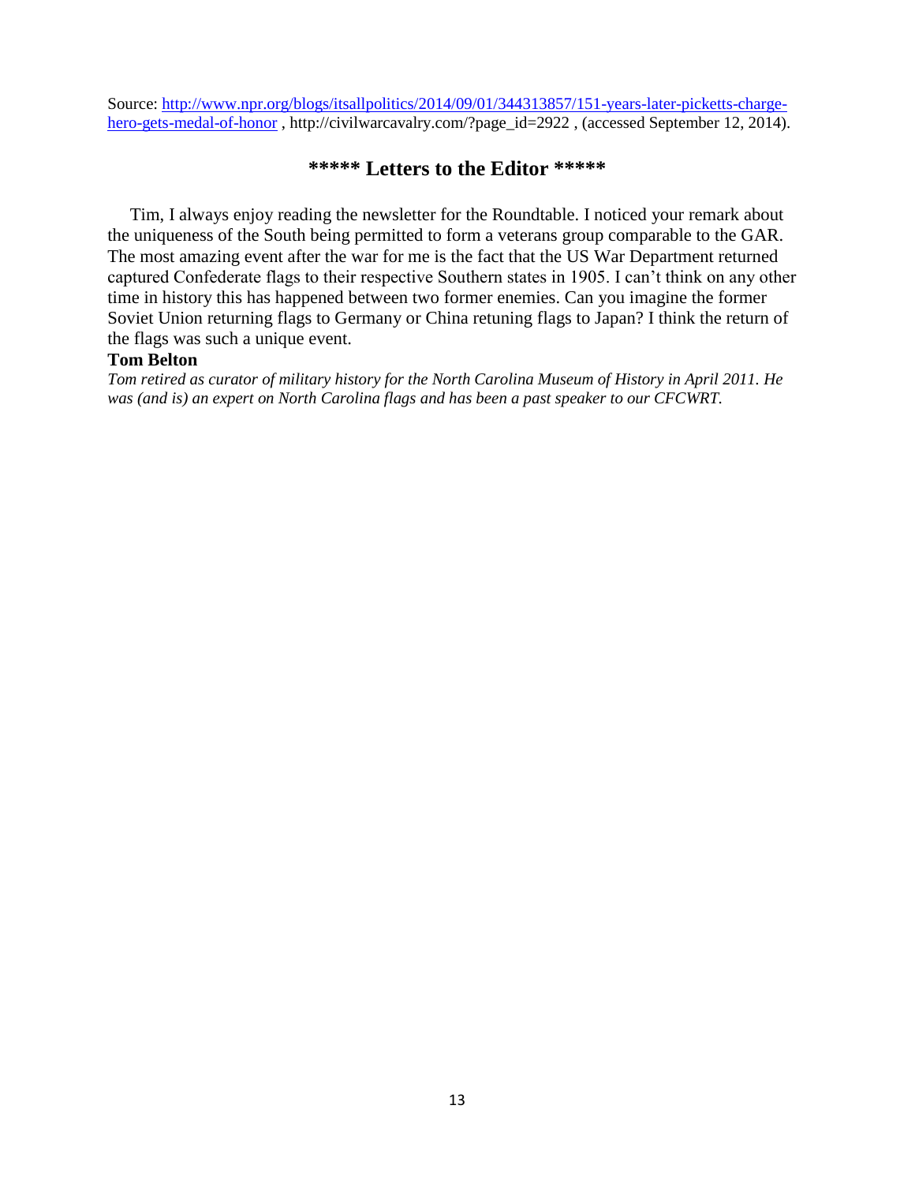Source: http://www.npr.org/blogs/itsallpolitics/2014/09/01/344313857/151-years-later-picketts-charge-hero-gets-medal-of-honor , http://civilwarcavalry.com/?page_id=2922 , (accessed September 12, 2014).

## ***** Letters to the Editor *****

Tim, I always enjoy reading the newsletter for the Roundtable. I noticed your remark about the uniqueness of the South being permitted to form a veterans group comparable to the GAR. The most amazing event after the war for me is the fact that the US War Department returned captured Confederate flags to their respective Southern states in 1905. I can't think on any other time in history this has happened between two former enemies. Can you imagine the former Soviet Union returning flags to Germany or China retuning flags to Japan? I think the return of the flags was such a unique event.

**Tom Belton**

*Tom retired as curator of military history for the North Carolina Museum of History in April 2011. He was (and is) an expert on North Carolina flags and has been a past speaker to our CFCWRT.*